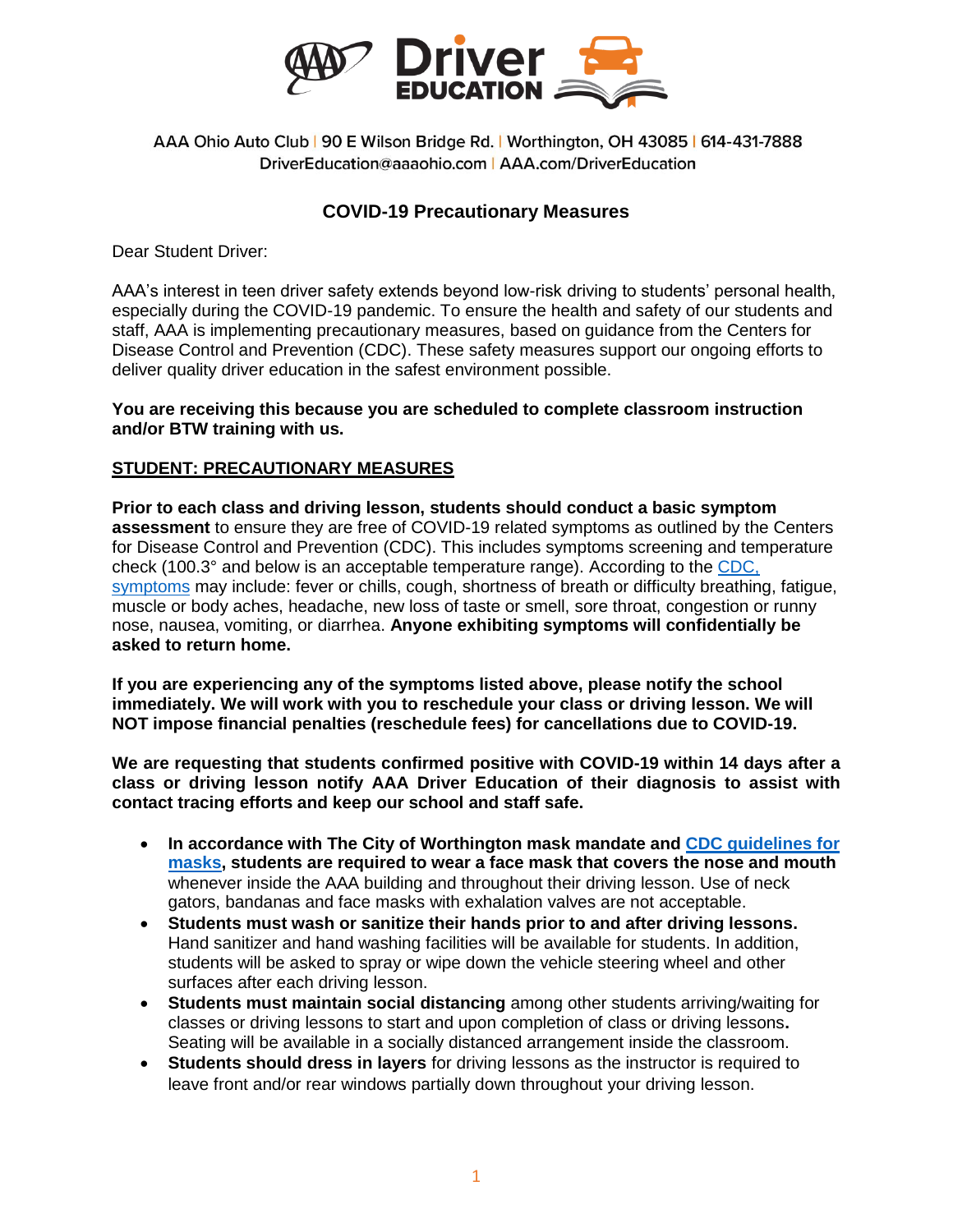AAA Ohio Auto Club | 90 E Wilson Bridge Rd. | Worthington, OH 43085 | 614-431-7888
DriverEducation@aaaohio.com | AAA.com/DriverEducation

# COVID-19 Precautionary Measures

Dear Student Driver:

AAA's interest in teen driver safety extends beyond low-risk driving to students' personal health, especially during the COVID-19 pandemic. To ensure the health and safety of our students and staff, AAA is implementing precautionary measures, based on guidance from the Centers for Disease Control and Prevention (CDC). These safety measures support our ongoing efforts to deliver quality driver education in the safest environment possible.

**You are receiving this because you are scheduled to complete classroom instruction and/or BTW training with us.**

## STUDENT: PRECAUTIONARY MEASURES

**Prior to each class and driving lesson, students should conduct a basic symptom assessment** to ensure they are free of COVID-19 related symptoms as outlined by the Centers for Disease Control and Prevention (CDC). This includes symptoms screening and temperature check (100.3° and below is an acceptable temperature range). According to the CDC, symptoms may include: fever or chills, cough, shortness of breath or difficulty breathing, fatigue, muscle or body aches, headache, new loss of taste or smell, sore throat, congestion or runny nose, nausea, vomiting, or diarrhea. **Anyone exhibiting symptoms will confidentially be asked to return home.**

**If you are experiencing any of the symptoms listed above, please notify the school immediately. We will work with you to reschedule your class or driving lesson. We will NOT impose financial penalties (reschedule fees) for cancellations due to COVID-19.**

**We are requesting that students confirmed positive with COVID-19 within 14 days after a class or driving lesson notify AAA Driver Education of their diagnosis to assist with contact tracing efforts and keep our school and staff safe.**

- **In accordance with The City of Worthington mask mandate and CDC guidelines for masks, students are required to wear a face mask that covers the nose and mouth** whenever inside the AAA building and throughout their driving lesson. Use of neck gators, bandanas and face masks with exhalation valves are not acceptable.
- **Students must wash or sanitize their hands prior to and after driving lessons.** Hand sanitizer and hand washing facilities will be available for students. In addition, students will be asked to spray or wipe down the vehicle steering wheel and other surfaces after each driving lesson.
- **Students must maintain social distancing** among other students arriving/waiting for classes or driving lessons to start and upon completion of class or driving lessons**.** Seating will be available in a socially distanced arrangement inside the classroom.
- **Students should dress in layers** for driving lessons as the instructor is required to leave front and/or rear windows partially down throughout your driving lesson.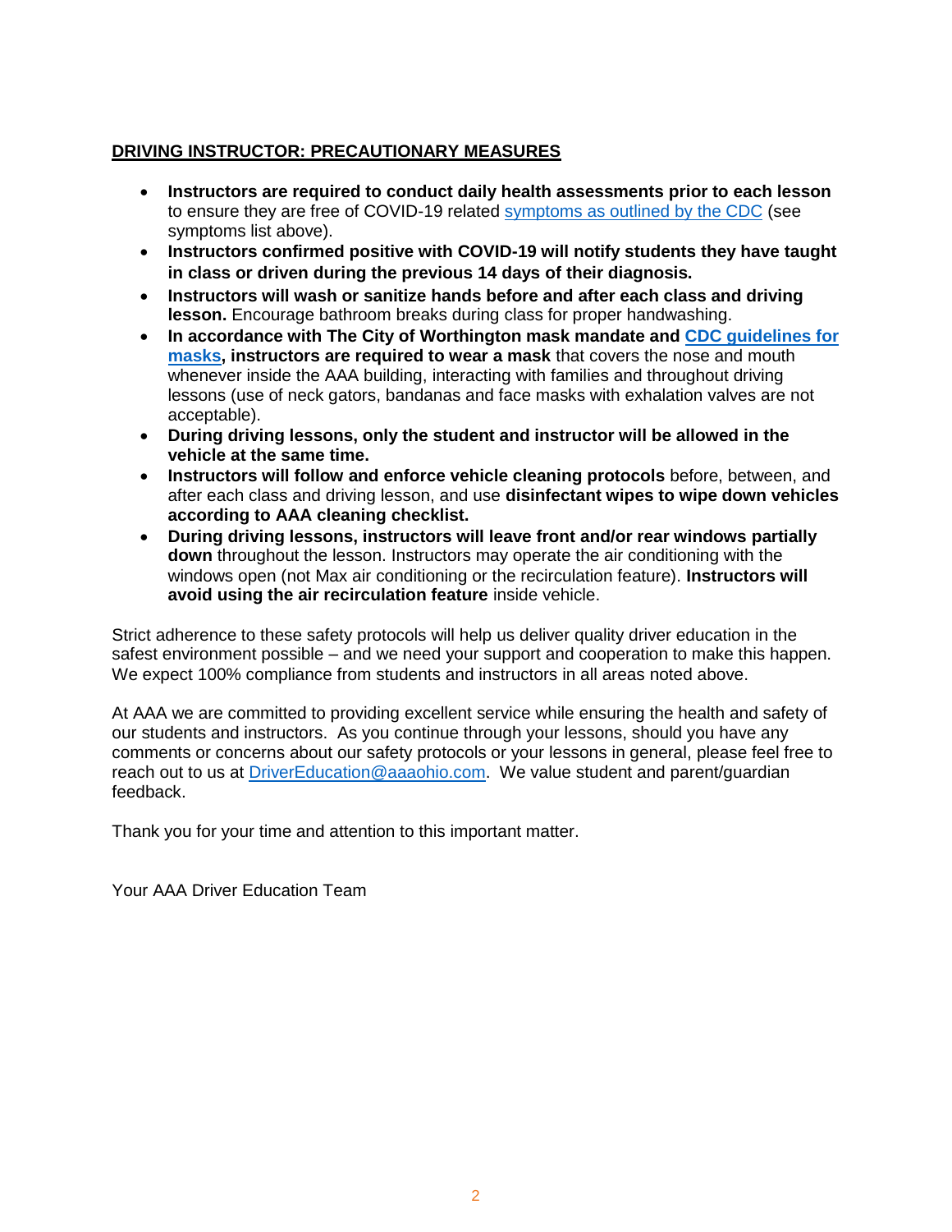**DRIVING INSTRUCTOR: PRECAUTIONARY MEASURES**

- **Instructors are required to conduct daily health assessments prior to each lesson** to ensure they are free of COVID-19 related symptoms as outlined by the CDC (see symptoms list above).
- **Instructors confirmed positive with COVID-19 will notify students they have taught in class or driven during the previous 14 days of their diagnosis.**
- **Instructors will wash or sanitize hands before and after each class and driving lesson.** Encourage bathroom breaks during class for proper handwashing.
- **In accordance with The City of Worthington mask mandate and CDC guidelines for masks, instructors are required to wear a mask** that covers the nose and mouth whenever inside the AAA building, interacting with families and throughout driving lessons (use of neck gators, bandanas and face masks with exhalation valves are not acceptable).
- **During driving lessons, only the student and instructor will be allowed in the vehicle at the same time.**
- **Instructors will follow and enforce vehicle cleaning protocols** before, between, and after each class and driving lesson, and use **disinfectant wipes to wipe down vehicles according to AAA cleaning checklist.**
- **During driving lessons, instructors will leave front and/or rear windows partially down** throughout the lesson. Instructors may operate the air conditioning with the windows open (not Max air conditioning or the recirculation feature). **Instructors will avoid using the air recirculation feature** inside vehicle.

Strict adherence to these safety protocols will help us deliver quality driver education in the safest environment possible – and we need your support and cooperation to make this happen. We expect 100% compliance from students and instructors in all areas noted above.

At AAA we are committed to providing excellent service while ensuring the health and safety of our students and instructors. As you continue through your lessons, should you have any comments or concerns about our safety protocols or your lessons in general, please feel free to reach out to us at DriverEducation@aaaohio.com. We value student and parent/guardian feedback.

Thank you for your time and attention to this important matter.

Your AAA Driver Education Team